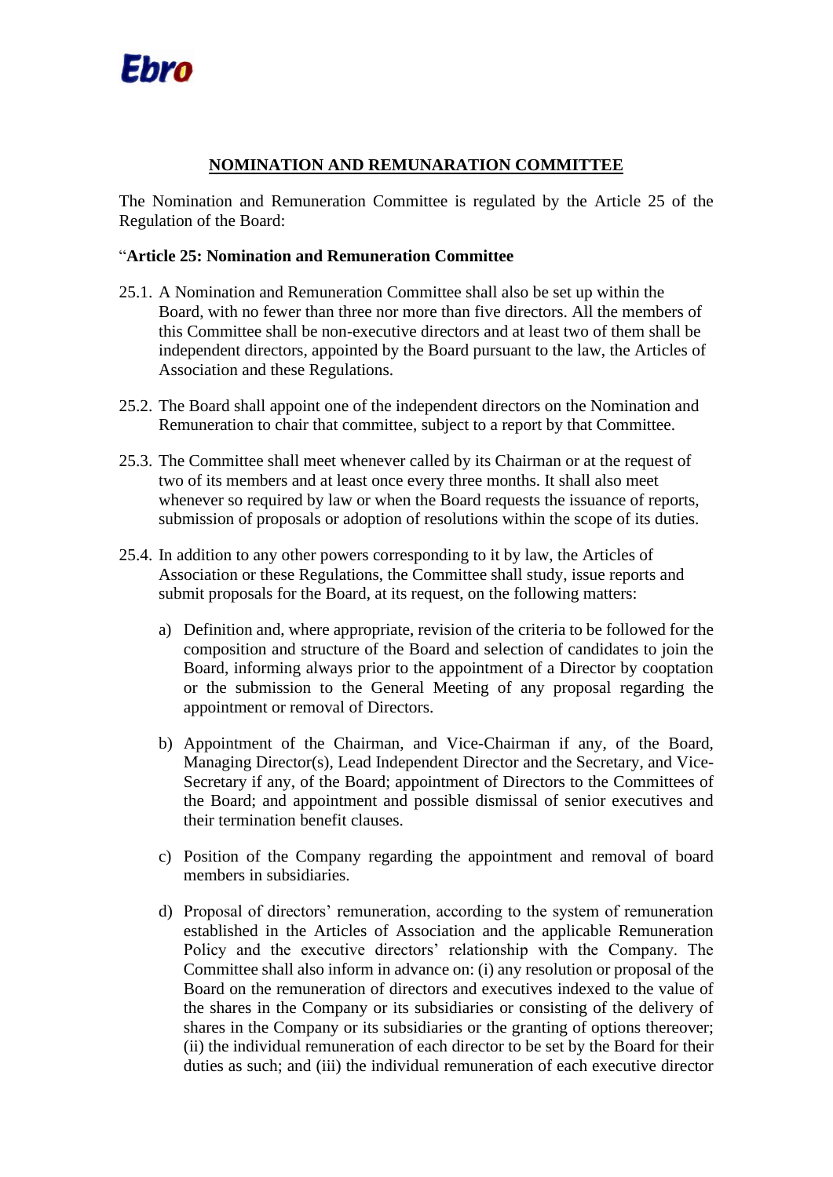# NOMINATION AND REMUNARATION COMMITTEE

The Nomination and Remuneration Committee is regulated by the Article 25 of the Regulation of the Board:

"**Article 25: Nomination and Remuneration Committee**

25.1. A Nomination and Remuneration Committee shall also be set up within the Board, with no fewer than three nor more than five directors. All the members of this Committee shall be non-executive directors and at least two of them shall be independent directors, appointed by the Board pursuant to the law, the Articles of Association and these Regulations.

25.2. The Board shall appoint one of the independent directors on the Nomination and Remuneration to chair that committee, subject to a report by that Committee.

25.3. The Committee shall meet whenever called by its Chairman or at the request of two of its members and at least once every three months. It shall also meet whenever so required by law or when the Board requests the issuance of reports, submission of proposals or adoption of resolutions within the scope of its duties.

25.4. In addition to any other powers corresponding to it by law, the Articles of Association or these Regulations, the Committee shall study, issue reports and submit proposals for the Board, at its request, on the following matters:

a) Definition and, where appropriate, revision of the criteria to be followed for the composition and structure of the Board and selection of candidates to join the Board, informing always prior to the appointment of a Director by cooptation or the submission to the General Meeting of any proposal regarding the appointment or removal of Directors.

b) Appointment of the Chairman, and Vice-Chairman if any, of the Board, Managing Director(s), Lead Independent Director and the Secretary, and Vice-Secretary if any, of the Board; appointment of Directors to the Committees of the Board; and appointment and possible dismissal of senior executives and their termination benefit clauses.

c) Position of the Company regarding the appointment and removal of board members in subsidiaries.

d) Proposal of directors' remuneration, according to the system of remuneration established in the Articles of Association and the applicable Remuneration Policy and the executive directors' relationship with the Company. The Committee shall also inform in advance on: (i) any resolution or proposal of the Board on the remuneration of directors and executives indexed to the value of the shares in the Company or its subsidiaries or consisting of the delivery of shares in the Company or its subsidiaries or the granting of options thereover; (ii) the individual remuneration of each director to be set by the Board for their duties as such; and (iii) the individual remuneration of each executive director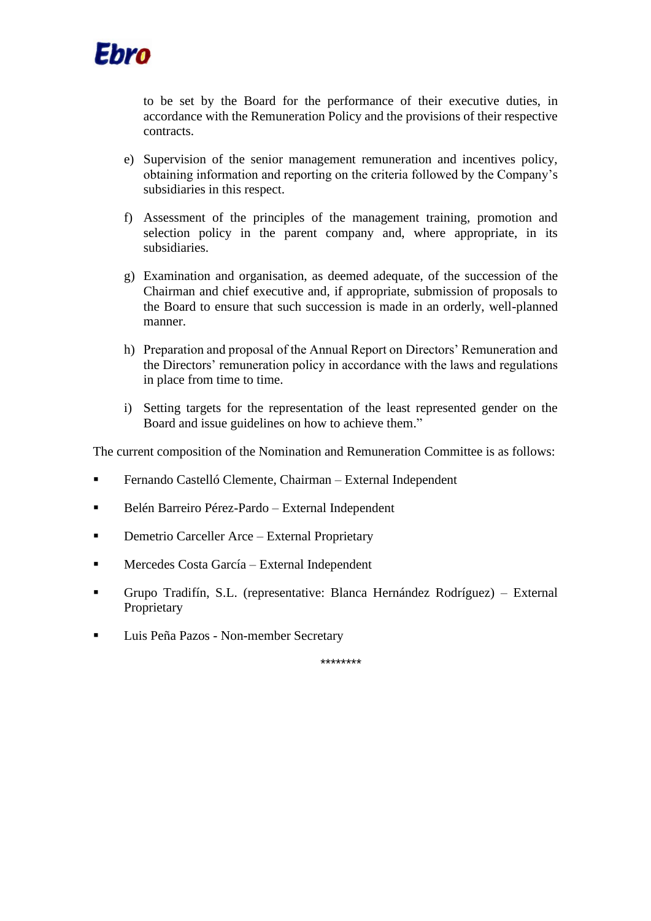to be set by the Board for the performance of their executive duties, in accordance with the Remuneration Policy and the provisions of their respective contracts.

e) Supervision of the senior management remuneration and incentives policy, obtaining information and reporting on the criteria followed by the Company's subsidiaries in this respect.

f) Assessment of the principles of the management training, promotion and selection policy in the parent company and, where appropriate, in its subsidiaries.

g) Examination and organisation, as deemed adequate, of the succession of the Chairman and chief executive and, if appropriate, submission of proposals to the Board to ensure that such succession is made in an orderly, well-planned manner.

h) Preparation and proposal of the Annual Report on Directors' Remuneration and the Directors' remuneration policy in accordance with the laws and regulations in place from time to time.

i) Setting targets for the representation of the least represented gender on the Board and issue guidelines on how to achieve them."

The current composition of the Nomination and Remuneration Committee is as follows:

- Fernando Castelló Clemente, Chairman – External Independent
- Belén Barreiro Pérez-Pardo – External Independent
- Demetrio Carceller Arce – External Proprietary
- Mercedes Costa García – External Independent
- Grupo Tradifín, S.L. (representative: Blanca Hernández Rodríguez) – External Proprietary
- Luis Peña Pazos - Non-member Secretary

********